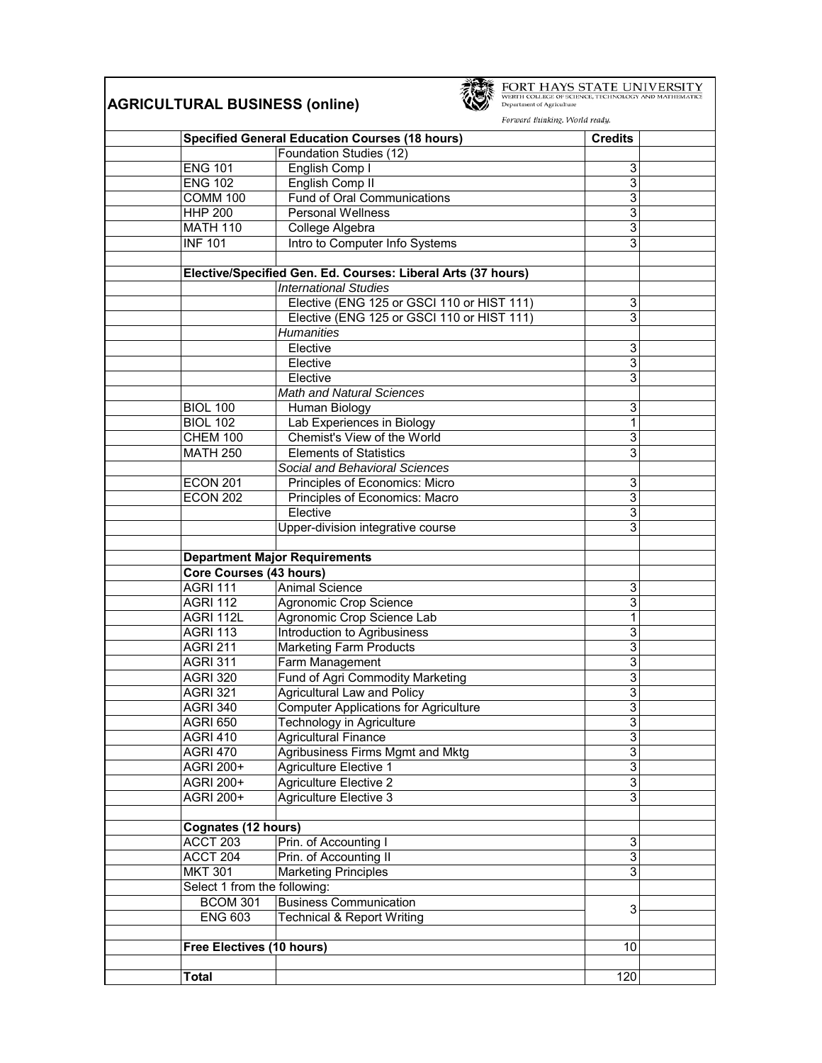# AGRICULTURAL BUSINESS (online)

FORT HAYS STATE UNIVERSITY
WERTH COLLEGE OF SCIENCE, TECHNOLOGY AND MATHEMATICS
Department of Agriculture

*Forward thinking. World ready.*

| | Course | | Credits |
|---|---|---|---|
| | **Specified General Education Courses (18 hours)** | | **Credits** |
| | | Foundation Studies (12) | |
| | ENG 101 | English Comp I | 3 |
| | ENG 102 | English Comp II | 3 |
| | COMM 100 | Fund of Oral Communications | 3 |
| | HHP 200 | Personal Wellness | 3 |
| | MATH 110 | College Algebra | 3 |
| | INF 101 | Intro to Computer Info Systems | 3 |
| | | | |
| | **Elective/Specified Gen. Ed. Courses: Liberal Arts (37 hours)** | | |
| | | *International Studies* | |
| | | Elective (ENG 125 or GSCI 110 or HIST 111) | 3 |
| | | Elective (ENG 125 or GSCI 110 or HIST 111) | 3 |
| | | *Humanities* | |
| | | Elective | 3 |
| | | Elective | 3 |
| | | Elective | 3 |
| | | *Math and Natural Sciences* | |
| | BIOL 100 | Human Biology | 3 |
| | BIOL 102 | Lab Experiences in Biology | 1 |
| | CHEM 100 | Chemist's View of the World | 3 |
| | MATH 250 | Elements of Statistics | 3 |
| | | *Social and Behavioral Sciences* | |
| | ECON 201 | Principles of Economics: Micro | 3 |
| | ECON 202 | Principles of Economics: Macro | 3 |
| | | Elective | 3 |
| | | Upper-division integrative course | 3 |
| | | | |
| | **Department Major Requirements** | | |
| | **Core Courses (43 hours)** | | |
| | AGRI 111 | Animal Science | 3 |
| | AGRI 112 | Agronomic Crop Science | 3 |
| | AGRI 112L | Agronomic Crop Science Lab | 1 |
| | AGRI 113 | Introduction to Agribusiness | 3 |
| | AGRI 211 | Marketing Farm Products | 3 |
| | AGRI 311 | Farm Management | 3 |
| | AGRI 320 | Fund of Agri Commodity Marketing | 3 |
| | AGRI 321 | Agricultural Law and Policy | 3 |
| | AGRI 340 | Computer Applications for Agriculture | 3 |
| | AGRI 650 | Technology in Agriculture | 3 |
| | AGRI 410 | Agricultural Finance | 3 |
| | AGRI 470 | Agribusiness Firms Mgmt and Mktg | 3 |
| | AGRI 200+ | Agriculture Elective 1 | 3 |
| | AGRI 200+ | Agriculture Elective 2 | 3 |
| | AGRI 200+ | Agriculture Elective 3 | 3 |
| | | | |
| | **Cognates (12 hours)** | | |
| | ACCT 203 | Prin. of Accounting I | 3 |
| | ACCT 204 | Prin. of Accounting II | 3 |
| | MKT 301 | Marketing Principles | 3 |
| | Select 1 from the following: | | |
| | BCOM 301 | Business Communication | 3 |
| | ENG 603 | Technical & Report Writing | |
| | | | |
| | **Free Electives (10 hours)** | | 10 |
| | | | |
| | **Total** | | 120 |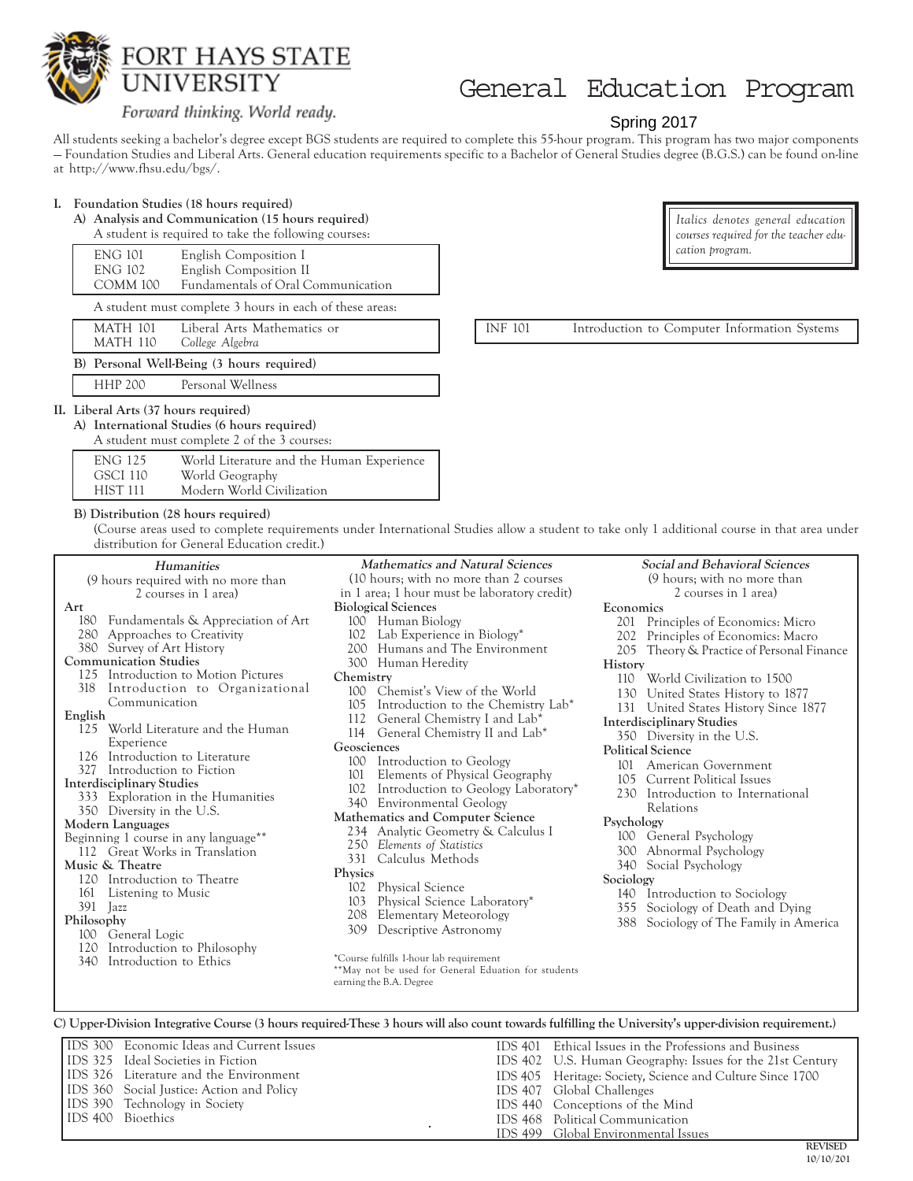# FORT HAYS STATE UNIVERSITY

*Forward thinking. World ready.*

# General Education Program

## Spring 2017

All students seeking a bachelor's degree except BGS students are required to complete this 55-hour program. This program has two major components — Foundation Studies and Liberal Arts. General education requirements specific to a Bachelor of General Studies degree (B.G.S.) can be found on-line at http://www.fhsu.edu/bgs/.

> *Italics denotes general education courses required for the teacher education program.*

## I. Foundation Studies (18 hours required)

### A) Analysis and Communication (15 hours required)

A student is required to take the following courses:

| | |
|---|---|
| ENG 101 | English Composition I |
| ENG 102 | English Composition II |
| COMM 100 | Fundamentals of Oral Communication |

A student must complete 3 hours in each of these areas:

| | |
|---|---|
| MATH 101 | Liberal Arts Mathematics or |
| MATH 110 | *College Algebra* |

| | |
|---|---|
| INF 101 | Introduction to Computer Information Systems |

### B) Personal Well-Being (3 hours required)

| | |
|---|---|
| HHP 200 | Personal Wellness |

## II. Liberal Arts (37 hours required)

### A) International Studies (6 hours required)

A student must complete 2 of the 3 courses:

| | |
|---|---|
| ENG 125 | World Literature and the Human Experience |
| GSCI 110 | World Geography |
| HIST 111 | Modern World Civilization |

### B) Distribution (28 hours required)

(Course areas used to complete requirements under International Studies allow a student to take only 1 additional course in that area under distribution for General Education credit.)

#### *Humanities*

(9 hours required with no more than 2 courses in 1 area)

**Art**
- 180 Fundamentals & Appreciation of Art
- 280 Approaches to Creativity
- 380 Survey of Art History

**Communication Studies**
- 125 Introduction to Motion Pictures
- 318 Introduction to Organizational Communication

**English**
- 125 World Literature and the Human Experience
- 126 Introduction to Literature
- 327 Introduction to Fiction

**Interdisciplinary Studies**
- 333 Exploration in the Humanities
- 350 Diversity in the U.S.

**Modern Languages**
- Beginning 1 course in any language**
- 112 Great Works in Translation

**Music & Theatre**
- 120 Introduction to Theatre
- 161 Listening to Music
- 391 Jazz

**Philosophy**
- 100 General Logic
- 120 Introduction to Philosophy
- 340 Introduction to Ethics

#### *Mathematics and Natural Sciences*

(10 hours; with no more than 2 courses in 1 area; 1 hour must be laboratory credit)

**Biological Sciences**
- 100 Human Biology
- 102 Lab Experience in Biology*
- 200 Humans and The Environment
- 300 Human Heredity

**Chemistry**
- 100 Chemist's View of the World
- 105 Introduction to the Chemistry Lab*
- 112 General Chemistry I and Lab*
- 114 General Chemistry II and Lab*

**Geosciences**
- 100 Introduction to Geology
- 101 Elements of Physical Geography
- 102 Introduction to Geology Laboratory*
- 340 Environmental Geology

**Mathematics and Computer Science**
- 234 Analytic Geometry & Calculus I
- 250 *Elements of Statistics*
- 331 Calculus Methods

**Physics**
- 102 Physical Science
- 103 Physical Science Laboratory*
- 208 Elementary Meteorology
- 309 Descriptive Astronomy

*Course fulfills 1-hour lab requirement
**May not be used for General Eduation for students earning the B.A. Degree

#### *Social and Behavioral Sciences*

(9 hours; with no more than 2 courses in 1 area)

**Economics**
- 201 Principles of Economics: Micro
- 202 Principles of Economics: Macro
- 205 Theory & Practice of Personal Finance

**History**
- 110 World Civilization to 1500
- 130 United States History to 1877
- 131 United States History Since 1877

**Interdisciplinary Studies**
- 350 Diversity in the U.S.

**Political Science**
- 101 American Government
- 105 Current Political Issues
- 230 Introduction to International Relations

**Psychology**
- 100 General Psychology
- 300 Abnormal Psychology
- 340 Social Psychology

**Sociology**
- 140 Introduction to Sociology
- 355 Sociology of Death and Dying
- 388 Sociology of The Family in America

### C) Upper-Division Integrative Course (3 hours required-These 3 hours will also count towards fulfilling the University's upper-division requirement.)

| | |
|---|---|
| IDS 300 | Economic Ideas and Current Issues |
| IDS 325 | Ideal Societies in Fiction |
| IDS 326 | Literature and the Environment |
| IDS 360 | Social Justice: Action and Policy |
| IDS 390 | Technology in Society |
| IDS 400 | Bioethics |
| IDS 401 | Ethical Issues in the Professions and Business |
| IDS 402 | U.S. Human Geography: Issues for the 21st Century |
| IDS 405 | Heritage: Society, Science and Culture Since 1700 |
| IDS 407 | Global Challenges |
| IDS 440 | Conceptions of the Mind |
| IDS 468 | Political Communication |
| IDS 499 | Global Environmental Issues |

REVISED
10/10/201